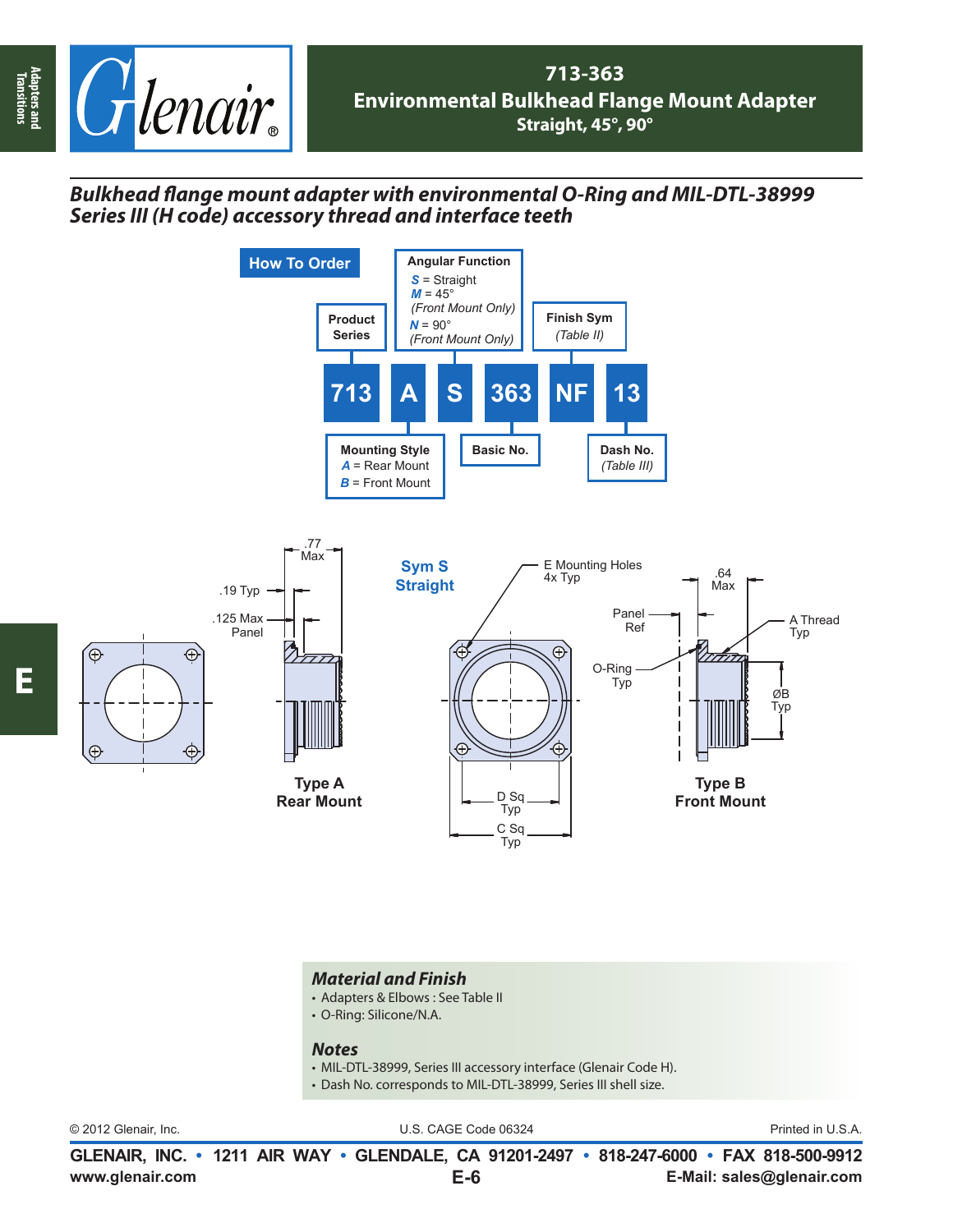# 713-363
## Environmental Bulkhead Flange Mount Adapter
### Straight, 45°, 90°

***Bulkhead flange mount adapter with environmental O-Ring and MIL-DTL-38999 Series III (H code) accessory thread and interface teeth***

## How To Order

| 713 | A | S | 363 | NF | 13 |
|---|---|---|---|---|---|
| Product Series | Mounting Style | Angular Function | Basic No. | Finish Sym (Table II) | Dash No. (Table III) |

**Angular Function**
- *S* = Straight
- *M* = 45° (Front Mount Only)
- *N* = 90° (Front Mount Only)

**Mounting Style**
- *A* = Rear Mount
- *B* = Front Mount

**Sym S Straight**

Type A Rear Mount: .77 Max; .19 Typ; .125 Max Panel

Type B Front Mount: .64 Max; Panel Ref; O-Ring Typ; A Thread Typ; ØB Typ

E Mounting Holes 4x Typ; D Sq Typ; C Sq Typ

### Material and Finish
- Adapters & Elbows : See Table II
- O-Ring: Silicone/N.A.

### Notes
- MIL-DTL-38999, Series III accessory interface (Glenair Code H).
- Dash No. corresponds to MIL-DTL-38999, Series III shell size.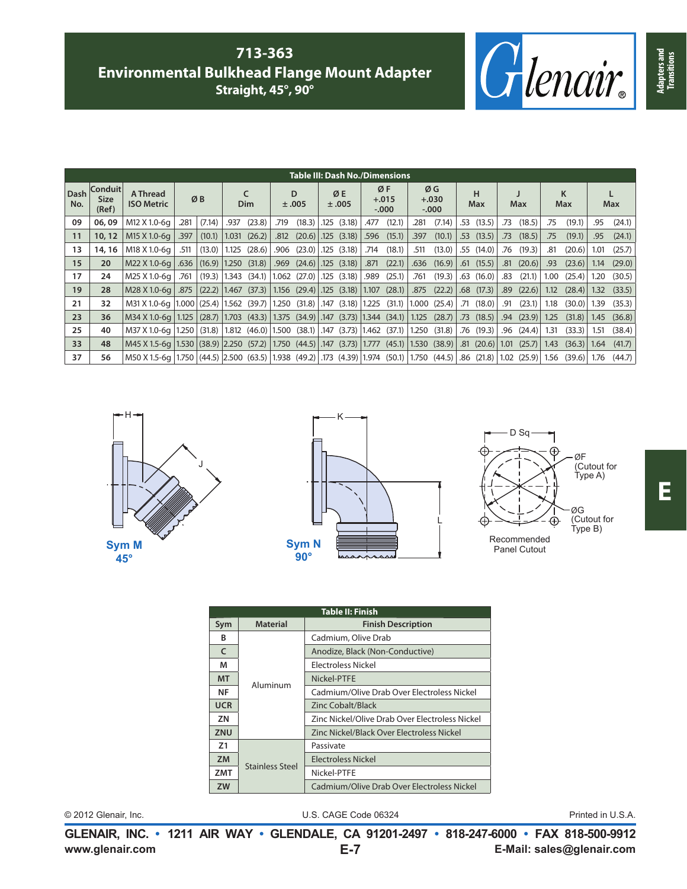# 713-363
## Environmental Bulkhead Flange Mount Adapter
### Straight, 45°, 90°

| Table III: Dash No./Dimensions | | | | | | | | | | | | | | | | | | | | | | |
|---|---|---|---|---|---|---|---|---|---|---|---|---|---|---|---|---|---|---|---|---|---|---|
| Dash No. | Conduit Size (Ref) | A Thread ISO Metric | Ø B | | C Dim | | D ± .005 | | Ø E ± .005 | | Ø F +.015 -.000 | | Ø G +.030 -.000 | | H Max | | J Max | | K Max | | L Max | |
| 09 | 06, 09 | M12 X 1.0-6g | .281 | (7.14) | .937 | (23.8) | .719 | (18.3) | .125 | (3.18) | .477 | (12.1) | .281 | (7.14) | .53 | (13.5) | .73 | (18.5) | .75 | (19.1) | .95 | (24.1) |
| 11 | 10, 12 | M15 X 1.0-6g | .397 | (10.1) | 1.031 | (26.2) | .812 | (20.6) | .125 | (3.18) | .596 | (15.1) | .397 | (10.1) | .53 | (13.5) | .73 | (18.5) | .75 | (19.1) | .95 | (24.1) |
| 13 | 14, 16 | M18 X 1.0-6g | .511 | (13.0) | 1.125 | (28.6) | .906 | (23.0) | .125 | (3.18) | .714 | (18.1) | .511 | (13.0) | .55 | (14.0) | .76 | (19.3) | .81 | (20.6) | 1.01 | (25.7) |
| 15 | 20 | M22 X 1.0-6g | .636 | (16.9) | 1.250 | (31.8) | .969 | (24.6) | .125 | (3.18) | .871 | (22.1) | .636 | (16.9) | .61 | (15.5) | .81 | (20.6) | .93 | (23.6) | 1.14 | (29.0) |
| 17 | 24 | M25 X 1.0-6g | .761 | (19.3) | 1.343 | (34.1) | 1.062 | (27.0) | .125 | (3.18) | .989 | (25.1) | .761 | (19.3) | .63 | (16.0) | .83 | (21.1) | 1.00 | (25.4) | 1.20 | (30.5) |
| 19 | 28 | M28 X 1.0-6g | .875 | (22.2) | 1.467 | (37.3) | 1.156 | (29.4) | .125 | (3.18) | 1.107 | (28.1) | .875 | (22.2) | .68 | (17.3) | .89 | (22.6) | 1.12 | (28.4) | 1.32 | (33.5) |
| 21 | 32 | M31 X 1.0-6g | 1.000 | (25.4) | 1.562 | (39.7) | 1.250 | (31.8) | .147 | (3.18) | 1.225 | (31.1) | 1.000 | (25.4) | .71 | (18.0) | .91 | (23.1) | 1.18 | (30.0) | 1.39 | (35.3) |
| 23 | 36 | M34 X 1.0-6g | 1.125 | (28.7) | 1.703 | (43.3) | 1.375 | (34.9) | .147 | (3.73) | 1.344 | (34.1) | 1.125 | (28.7) | .73 | (18.5) | .94 | (23.9) | 1.25 | (31.8) | 1.45 | (36.8) |
| 25 | 40 | M37 X 1.0-6g | 1.250 | (31.8) | 1.812 | (46.0) | 1.500 | (38.1) | .147 | (3.73) | 1.462 | (37.1) | 1.250 | (31.8) | .76 | (19.3) | .96 | (24.4) | 1.31 | (33.3) | 1.51 | (38.4) |
| 33 | 48 | M45 X 1.5-6g | 1.530 | (38.9) | 2.250 | (57.2) | 1.750 | (44.5) | .147 | (3.73) | 1.777 | (45.1) | 1.530 | (38.9) | .81 | (20.6) | 1.01 | (25.7) | 1.43 | (36.3) | 1.64 | (41.7) |
| 37 | 56 | M50 X 1.5-6g | 1.750 | (44.5) | 2.500 | (63.5) | 1.938 | (49.2) | .173 | (4.39) | 1.974 | (50.1) | 1.750 | (44.5) | .86 | (21.8) | 1.02 | (25.9) | 1.56 | (39.6) | 1.76 | (44.7) |

H

J

Sym M
45°

K

L

Sym N
90°

D Sq

ØF (Cutout for Type A)

ØG (Cutout for Type B)

Recommended Panel Cutout

| Table II: Finish | | |
|---|---|---|
| Sym | Material | Finish Description |
| B | Aluminum | Cadmium, Olive Drab |
| C | | Anodize, Black (Non-Conductive) |
| M | | Electroless Nickel |
| MT | | Nickel-PTFE |
| NF | | Cadmium/Olive Drab Over Electroless Nickel |
| UCR | | Zinc Cobalt/Black |
| ZN | | Zinc Nickel/Olive Drab Over Electroless Nickel |
| ZNU | | Zinc Nickel/Black Over Electroless Nickel |
| Z1 | Stainless Steel | Passivate |
| ZM | | Electroless Nickel |
| ZMT | | Nickel-PTFE |
| ZW | | Cadmium/Olive Drab Over Electroless Nickel |

© 2012 Glenair, Inc. U.S. CAGE Code 06324 Printed in U.S.A.

**GLENAIR, INC. • 1211 AIR WAY • GLENDALE, CA 91201-2497 • 818-247-6000 • FAX 818-500-9912**

**www.glenair.com** **E-7** **E-Mail: sales@glenair.com**